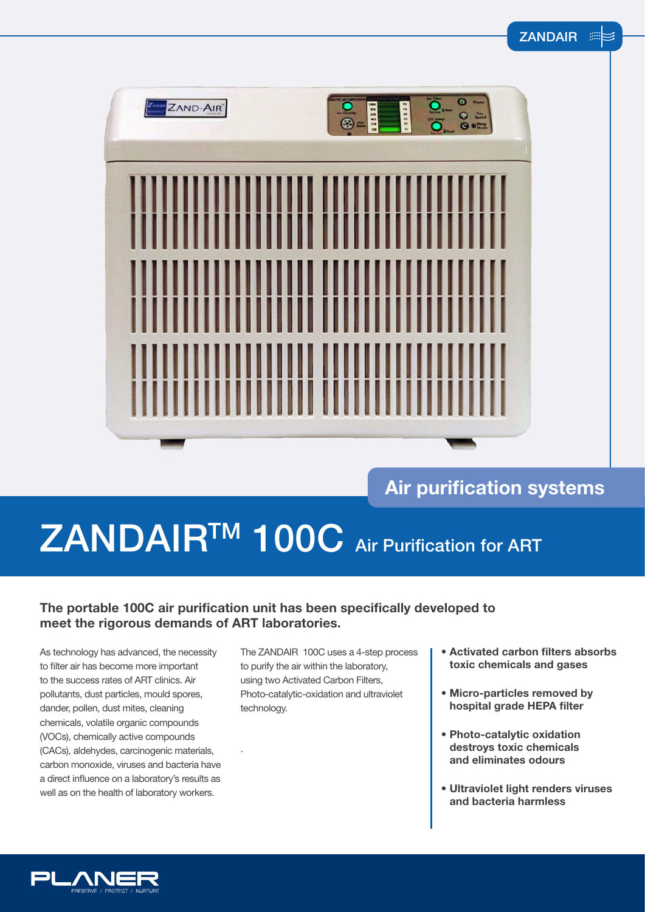ZANDAIR

## Air purification systems

# ZANDAIR$^{TM}$ 100C Air Purification for ART

**The portable 100C air purification unit has been specifically developed to meet the rigorous demands of ART laboratories.**

As technology has advanced, the necessity to filter air has become more important to the success rates of ART clinics. Air pollutants, dust particles, mould spores, dander, pollen, dust mites, cleaning chemicals, volatile organic compounds (VOCs), chemically active compounds (CACs), aldehydes, carcinogenic materials, carbon monoxide, viruses and bacteria have a direct influence on a laboratory's results as well as on the health of laboratory workers.

The ZANDAIR 100C uses a 4-step process to purify the air within the laboratory, using two Activated Carbon Filters, Photo-catalytic-oxidation and ultraviolet technology.

- **Activated carbon filters absorbs toxic chemicals and gases**
- **Micro-particles removed by hospital grade HEPA filter**
- **Photo-catalytic oxidation destroys toxic chemicals and eliminates odours**
- **Ultraviolet light renders viruses and bacteria harmless**

PLANER
PRESERVE / PROTECT / NURTURE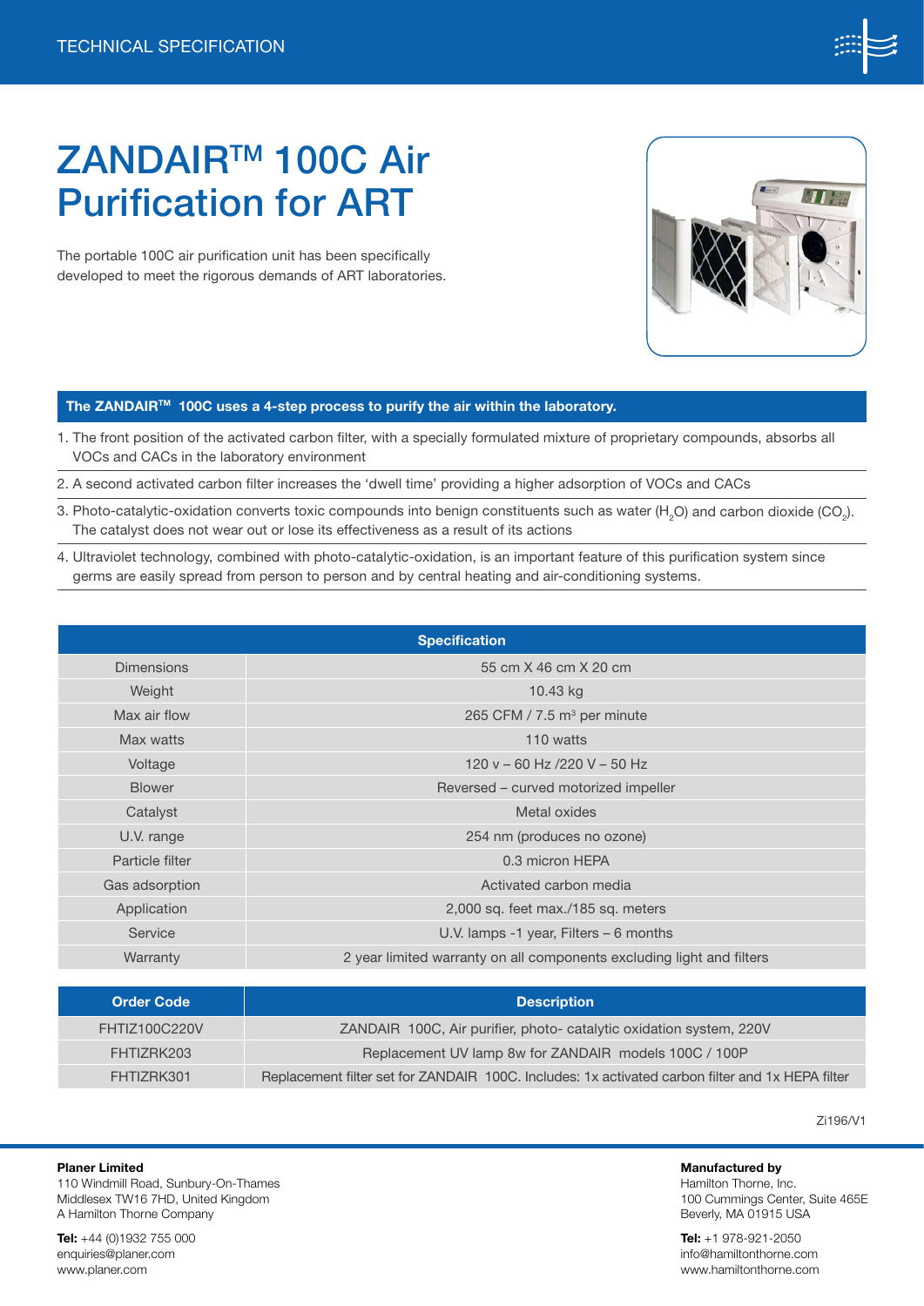TECHNICAL SPECIFICATION

# ZANDAIR™ 100C Air Purification for ART

The portable 100C air purification unit has been specifically developed to meet the rigorous demands of ART laboratories.

**The ZANDAIR™ 100C uses a 4-step process to purify the air within the laboratory.**

1. The front position of the activated carbon filter, with a specially formulated mixture of proprietary compounds, absorbs all VOCs and CACs in the laboratory environment
2. A second activated carbon filter increases the 'dwell time' providing a higher adsorption of VOCs and CACs
3. Photo-catalytic-oxidation converts toxic compounds into benign constituents such as water ($H_2O$) and carbon dioxide ($CO_2$). The catalyst does not wear out or lose its effectiveness as a result of its actions
4. Ultraviolet technology, combined with photo-catalytic-oxidation, is an important feature of this purification system since germs are easily spread from person to person and by central heating and air-conditioning systems.

| Specification | |
|---|---|
| Dimensions | 55 cm X 46 cm X 20 cm |
| Weight | 10.43 kg |
| Max air flow | 265 CFM / 7.5 $m^3$ per minute |
| Max watts | 110 watts |
| Voltage | 120 v – 60 Hz /220 V – 50 Hz |
| Blower | Reversed – curved motorized impeller |
| Catalyst | Metal oxides |
| U.V. range | 254 nm (produces no ozone) |
| Particle filter | 0.3 micron HEPA |
| Gas adsorption | Activated carbon media |
| Application | 2,000 sq. feet max./185 sq. meters |
| Service | U.V. lamps -1 year, Filters – 6 months |
| Warranty | 2 year limited warranty on all components excluding light and filters |

| Order Code | Description |
|---|---|
| FHTIZ100C220V | ZANDAIR 100C, Air purifier, photo- catalytic oxidation system, 220V |
| FHTIZRK203 | Replacement UV lamp 8w for ZANDAIR models 100C / 100P |
| FHTIZRK301 | Replacement filter set for ZANDAIR 100C. Includes: 1x activated carbon filter and 1x HEPA filter |

Zi196/V1

**Planer Limited**
110 Windmill Road, Sunbury-On-Thames
Middlesex TW16 7HD, United Kingdom
A Hamilton Thorne Company

**Tel:** +44 (0)1932 755 000
enquiries@planer.com
www.planer.com

**Manufactured by**
Hamilton Thorne, Inc.
100 Cummings Center, Suite 465E
Beverly, MA 01915 USA

**Tel:** +1 978-921-2050
info@hamiltonthorne.com
www.hamiltonthorne.com